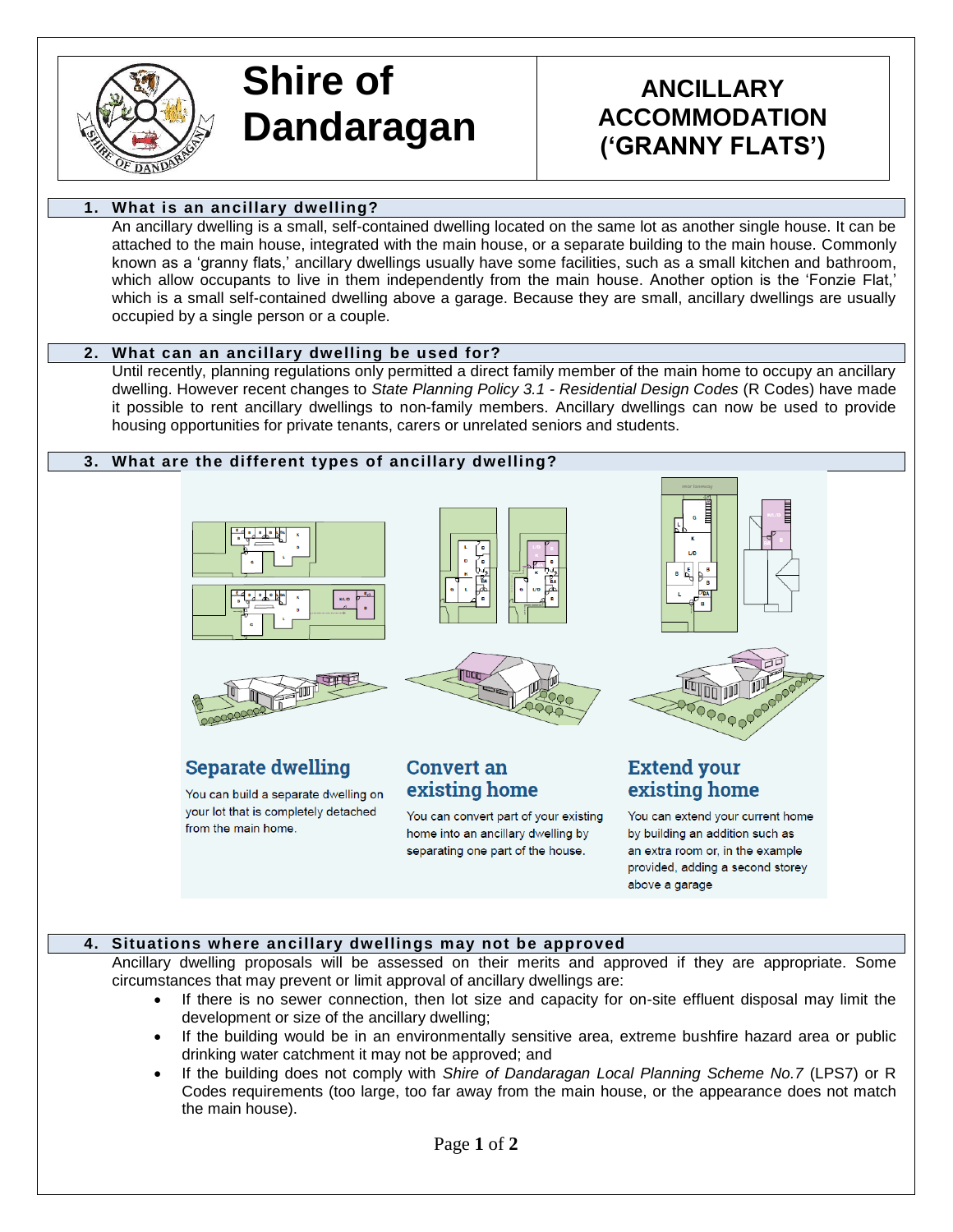# Shire of Dandaragan

## ANCILLARY ACCOMMODATION ('GRANNY FLATS')

### 1. What is an ancillary dwelling?

An ancillary dwelling is a small, self-contained dwelling located on the same lot as another single house. It can be attached to the main house, integrated with the main house, or a separate building to the main house. Commonly known as a 'granny flats,' ancillary dwellings usually have some facilities, such as a small kitchen and bathroom, which allow occupants to live in them independently from the main house. Another option is the 'Fonzie Flat,' which is a small self-contained dwelling above a garage. Because they are small, ancillary dwellings are usually occupied by a single person or a couple.

### 2. What can an ancillary dwelling be used for?

Until recently, planning regulations only permitted a direct family member of the main home to occupy an ancillary dwelling. However recent changes to *State Planning Policy 3.1 - Residential Design Codes* (R Codes) have made it possible to rent ancillary dwellings to non-family members. Ancillary dwellings can now be used to provide housing opportunities for private tenants, carers or unrelated seniors and students.

### 3. What are the different types of ancillary dwelling?

**Separate dwelling**

You can build a separate dwelling on your lot that is completely detached from the main home.

**Convert an existing home**

You can convert part of your existing home into an ancillary dwelling by separating one part of the house.

**Extend your existing home**

You can extend your current home by building an addition such as an extra room or, in the example provided, adding a second storey above a garage

### 4. Situations where ancillary dwellings may not be approved

Ancillary dwelling proposals will be assessed on their merits and approved if they are appropriate. Some circumstances that may prevent or limit approval of ancillary dwellings are:

- If there is no sewer connection, then lot size and capacity for on-site effluent disposal may limit the development or size of the ancillary dwelling;
- If the building would be in an environmentally sensitive area, extreme bushfire hazard area or public drinking water catchment it may not be approved; and
- If the building does not comply with *Shire of Dandaragan Local Planning Scheme No.7* (LPS7) or R Codes requirements (too large, too far away from the main house, or the appearance does not match the main house).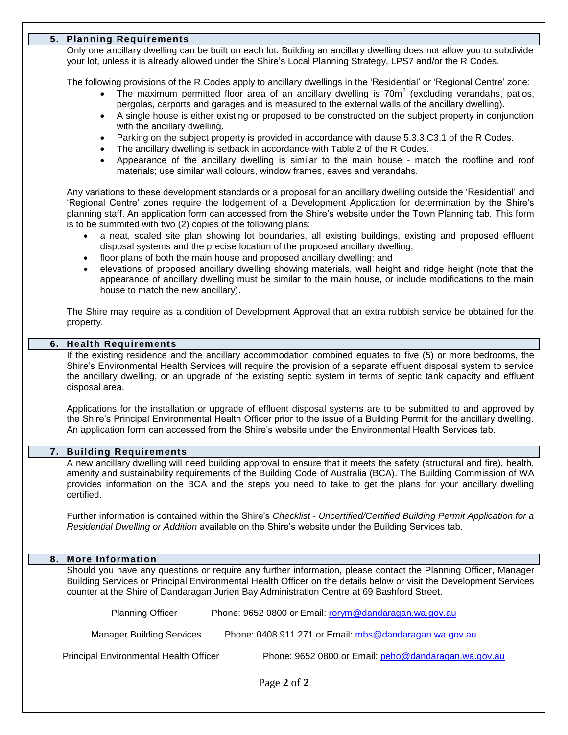## 5. Planning Requirements

Only one ancillary dwelling can be built on each lot. Building an ancillary dwelling does not allow you to subdivide your lot, unless it is already allowed under the Shire's Local Planning Strategy, LPS7 and/or the R Codes.

The following provisions of the R Codes apply to ancillary dwellings in the 'Residential' or 'Regional Centre' zone:

- The maximum permitted floor area of an ancillary dwelling is $70m^2$ (excluding verandahs, patios, pergolas, carports and garages and is measured to the external walls of the ancillary dwelling).
- A single house is either existing or proposed to be constructed on the subject property in conjunction with the ancillary dwelling.
- Parking on the subject property is provided in accordance with clause 5.3.3 C3.1 of the R Codes.
- The ancillary dwelling is setback in accordance with Table 2 of the R Codes.
- Appearance of the ancillary dwelling is similar to the main house - match the roofline and roof materials; use similar wall colours, window frames, eaves and verandahs.

Any variations to these development standards or a proposal for an ancillary dwelling outside the 'Residential' and 'Regional Centre' zones require the lodgement of a Development Application for determination by the Shire's planning staff. An application form can accessed from the Shire's website under the Town Planning tab. This form is to be summited with two (2) copies of the following plans:

- a neat, scaled site plan showing lot boundaries, all existing buildings, existing and proposed effluent disposal systems and the precise location of the proposed ancillary dwelling;
- floor plans of both the main house and proposed ancillary dwelling; and
- elevations of proposed ancillary dwelling showing materials, wall height and ridge height (note that the appearance of ancillary dwelling must be similar to the main house, or include modifications to the main house to match the new ancillary).

The Shire may require as a condition of Development Approval that an extra rubbish service be obtained for the property.

## 6. Health Requirements

If the existing residence and the ancillary accommodation combined equates to five (5) or more bedrooms, the Shire's Environmental Health Services will require the provision of a separate effluent disposal system to service the ancillary dwelling, or an upgrade of the existing septic system in terms of septic tank capacity and effluent disposal area.

Applications for the installation or upgrade of effluent disposal systems are to be submitted to and approved by the Shire's Principal Environmental Health Officer prior to the issue of a Building Permit for the ancillary dwelling. An application form can accessed from the Shire's website under the Environmental Health Services tab.

## 7. Building Requirements

A new ancillary dwelling will need building approval to ensure that it meets the safety (structural and fire), health, amenity and sustainability requirements of the Building Code of Australia (BCA). The Building Commission of WA provides information on the BCA and the steps you need to take to get the plans for your ancillary dwelling certified.

Further information is contained within the Shire's *Checklist - Uncertified/Certified Building Permit Application for a Residential Dwelling or Addition* available on the Shire's website under the Building Services tab.

## 8. More Information

Should you have any questions or require any further information, please contact the Planning Officer, Manager Building Services or Principal Environmental Health Officer on the details below or visit the Development Services counter at the Shire of Dandaragan Jurien Bay Administration Centre at 69 Bashford Street.

Planning Officer — Phone: 9652 0800 or Email: rorym@dandaragan.wa.gov.au

Manager Building Services — Phone: 0408 911 271 or Email: mbs@dandaragan.wa.gov.au

Principal Environmental Health Officer — Phone: 9652 0800 or Email: peho@dandaragan.wa.gov.au